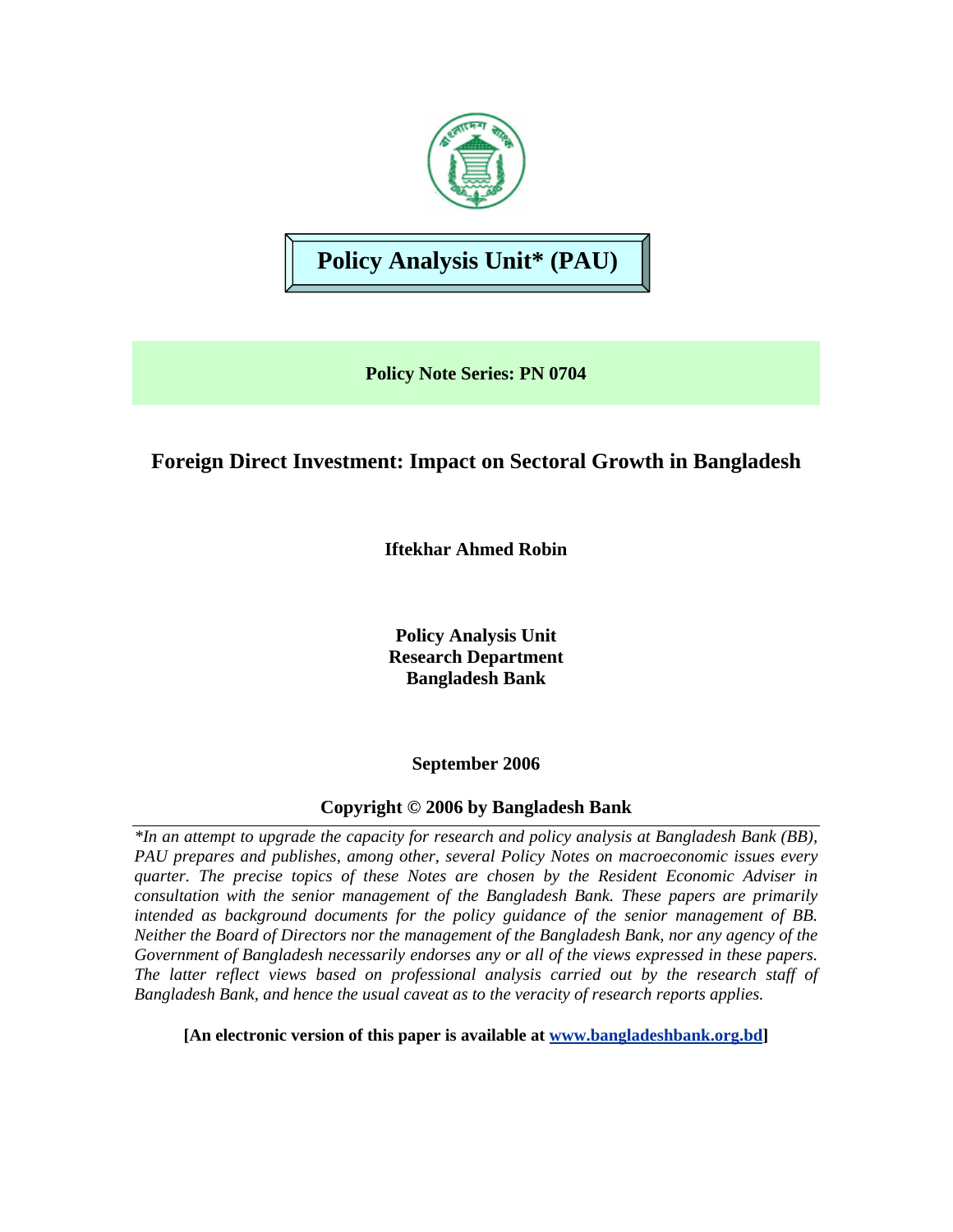# Policy Analysis Unit* (PAU)

**Policy Note Series: PN 0704**

## Foreign Direct Investment: Impact on Sectoral Growth in Bangladesh

**Iftekhar Ahmed Robin**

**Policy Analysis Unit**
**Research Department**
**Bangladesh Bank**

**September 2006**

**Copyright © 2006 by Bangladesh Bank**

---

*\*In an attempt to upgrade the capacity for research and policy analysis at Bangladesh Bank (BB), PAU prepares and publishes, among other, several Policy Notes on macroeconomic issues every quarter. The precise topics of these Notes are chosen by the Resident Economic Adviser in consultation with the senior management of the Bangladesh Bank. These papers are primarily intended as background documents for the policy guidance of the senior management of BB. Neither the Board of Directors nor the management of the Bangladesh Bank, nor any agency of the Government of Bangladesh necessarily endorses any or all of the views expressed in these papers. The latter reflect views based on professional analysis carried out by the research staff of Bangladesh Bank, and hence the usual caveat as to the veracity of research reports applies.*

**[An electronic version of this paper is available at www.bangladeshbank.org.bd]**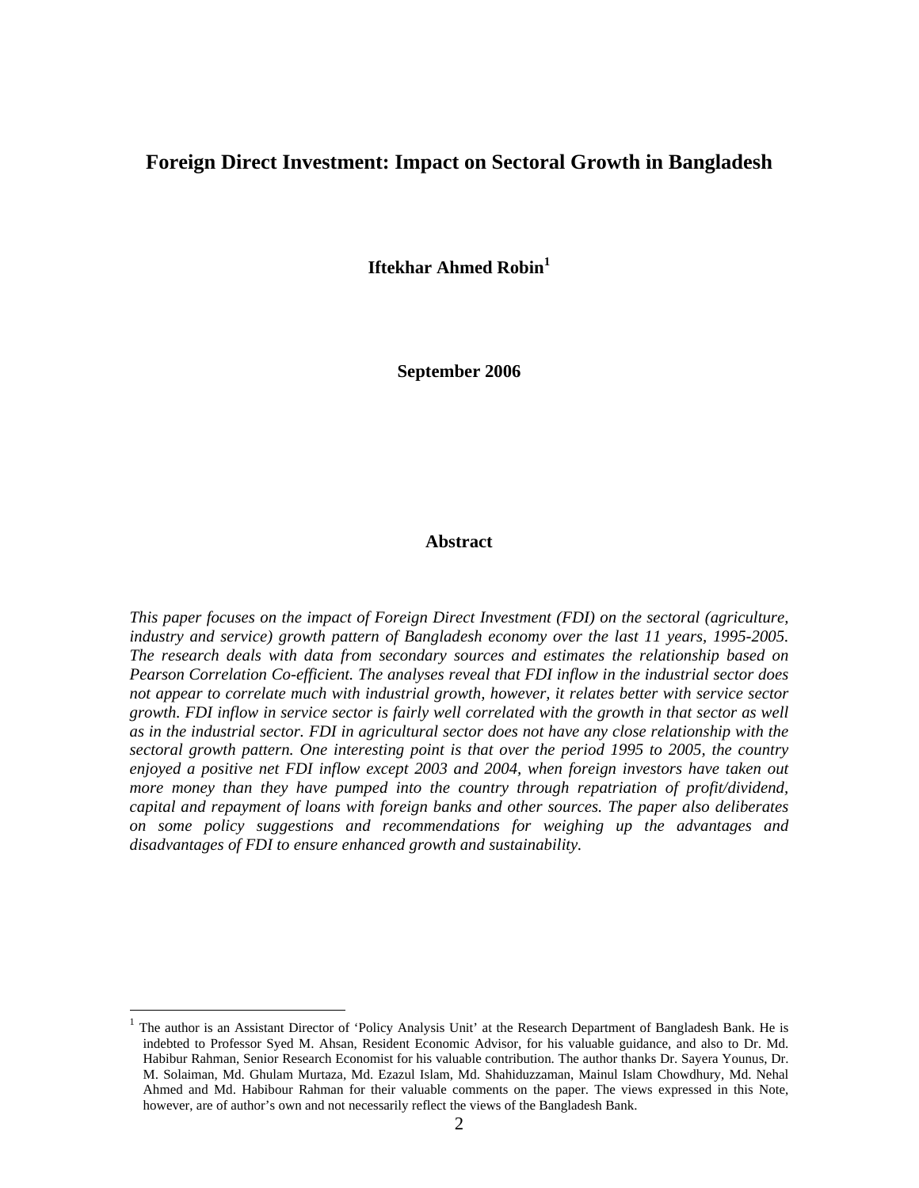# Foreign Direct Investment: Impact on Sectoral Growth in Bangladesh

**Iftekhar Ahmed Robin[1]**

**September 2006**

## Abstract

*This paper focuses on the impact of Foreign Direct Investment (FDI) on the sectoral (agriculture, industry and service) growth pattern of Bangladesh economy over the last 11 years, 1995-2005. The research deals with data from secondary sources and estimates the relationship based on Pearson Correlation Co-efficient. The analyses reveal that FDI inflow in the industrial sector does not appear to correlate much with industrial growth, however, it relates better with service sector growth. FDI inflow in service sector is fairly well correlated with the growth in that sector as well as in the industrial sector. FDI in agricultural sector does not have any close relationship with the sectoral growth pattern. One interesting point is that over the period 1995 to 2005, the country enjoyed a positive net FDI inflow except 2003 and 2004, when foreign investors have taken out more money than they have pumped into the country through repatriation of profit/dividend, capital and repayment of loans with foreign banks and other sources. The paper also deliberates on some policy suggestions and recommendations for weighing up the advantages and disadvantages of FDI to ensure enhanced growth and sustainability.*

---

[1] The author is an Assistant Director of 'Policy Analysis Unit' at the Research Department of Bangladesh Bank. He is indebted to Professor Syed M. Ahsan, Resident Economic Advisor, for his valuable guidance, and also to Dr. Md. Habibur Rahman, Senior Research Economist for his valuable contribution. The author thanks Dr. Sayera Younus, Dr. M. Solaiman, Md. Ghulam Murtaza, Md. Ezazul Islam, Md. Shahiduzzaman, Mainul Islam Chowdhury, Md. Nehal Ahmed and Md. Habibour Rahman for their valuable comments on the paper. The views expressed in this Note, however, are of author's own and not necessarily reflect the views of the Bangladesh Bank.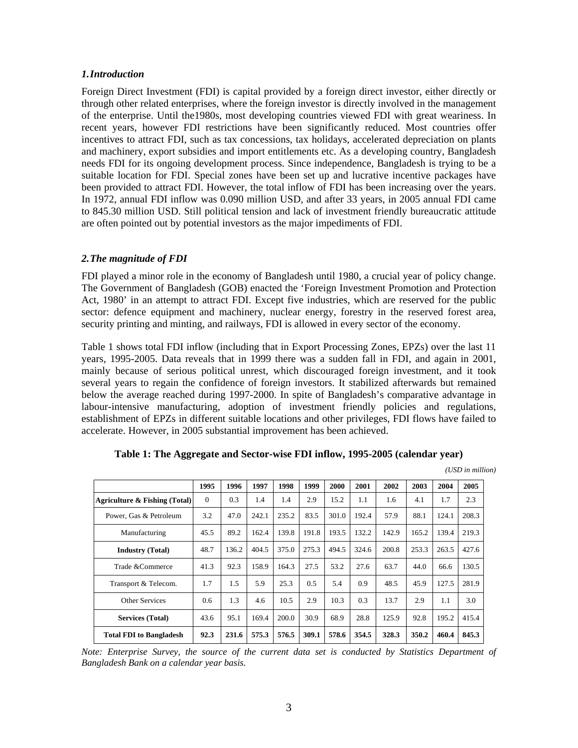## *1. Introduction*

Foreign Direct Investment (FDI) is capital provided by a foreign direct investor, either directly or through other related enterprises, where the foreign investor is directly involved in the management of the enterprise. Until the1980s, most developing countries viewed FDI with great weariness. In recent years, however FDI restrictions have been significantly reduced. Most countries offer incentives to attract FDI, such as tax concessions, tax holidays, accelerated depreciation on plants and machinery, export subsidies and import entitlements etc. As a developing country, Bangladesh needs FDI for its ongoing development process. Since independence, Bangladesh is trying to be a suitable location for FDI. Special zones have been set up and lucrative incentive packages have been provided to attract FDI. However, the total inflow of FDI has been increasing over the years. In 1972, annual FDI inflow was 0.090 million USD, and after 33 years, in 2005 annual FDI came to 845.30 million USD. Still political tension and lack of investment friendly bureaucratic attitude are often pointed out by potential investors as the major impediments of FDI.

## *2. The magnitude of FDI*

FDI played a minor role in the economy of Bangladesh until 1980, a crucial year of policy change. The Government of Bangladesh (GOB) enacted the 'Foreign Investment Promotion and Protection Act, 1980' in an attempt to attract FDI. Except five industries, which are reserved for the public sector: defence equipment and machinery, nuclear energy, forestry in the reserved forest area, security printing and minting, and railways, FDI is allowed in every sector of the economy.

Table 1 shows total FDI inflow (including that in Export Processing Zones, EPZs) over the last 11 years, 1995-2005. Data reveals that in 1999 there was a sudden fall in FDI, and again in 2001, mainly because of serious political unrest, which discouraged foreign investment, and it took several years to regain the confidence of foreign investors. It stabilized afterwards but remained below the average reached during 1997-2000. In spite of Bangladesh's comparative advantage in labour-intensive manufacturing, adoption of investment friendly policies and regulations, establishment of EPZs in different suitable locations and other privileges, FDI flows have failed to accelerate. However, in 2005 substantial improvement has been achieved.

**Table 1: The Aggregate and Sector-wise FDI inflow, 1995-2005 (calendar year)**

*(USD in million)*

| | 1995 | 1996 | 1997 | 1998 | 1999 | 2000 | 2001 | 2002 | 2003 | 2004 | 2005 |
|---|---|---|---|---|---|---|---|---|---|---|---|
| **Agriculture & Fishing (Total)** | 0 | 0.3 | 1.4 | 1.4 | 2.9 | 15.2 | 1.1 | 1.6 | 4.1 | 1.7 | 2.3 |
| Power, Gas & Petroleum | 3.2 | 47.0 | 242.1 | 235.2 | 83.5 | 301.0 | 192.4 | 57.9 | 88.1 | 124.1 | 208.3 |
| Manufacturing | 45.5 | 89.2 | 162.4 | 139.8 | 191.8 | 193.5 | 132.2 | 142.9 | 165.2 | 139.4 | 219.3 |
| **Industry (Total)** | 48.7 | 136.2 | 404.5 | 375.0 | 275.3 | 494.5 | 324.6 | 200.8 | 253.3 | 263.5 | 427.6 |
| Trade &Commerce | 41.3 | 92.3 | 158.9 | 164.3 | 27.5 | 53.2 | 27.6 | 63.7 | 44.0 | 66.6 | 130.5 |
| Transport & Telecom. | 1.7 | 1.5 | 5.9 | 25.3 | 0.5 | 5.4 | 0.9 | 48.5 | 45.9 | 127.5 | 281.9 |
| Other Services | 0.6 | 1.3 | 4.6 | 10.5 | 2.9 | 10.3 | 0.3 | 13.7 | 2.9 | 1.1 | 3.0 |
| **Services (Total)** | 43.6 | 95.1 | 169.4 | 200.0 | 30.9 | 68.9 | 28.8 | 125.9 | 92.8 | 195.2 | 415.4 |
| **Total FDI to Bangladesh** | **92.3** | **231.6** | **575.3** | **576.5** | **309.1** | **578.6** | **354.5** | **328.3** | **350.2** | **460.4** | **845.3** |

*Note: Enterprise Survey, the source of the current data set is conducted by Statistics Department of Bangladesh Bank on a calendar year basis.*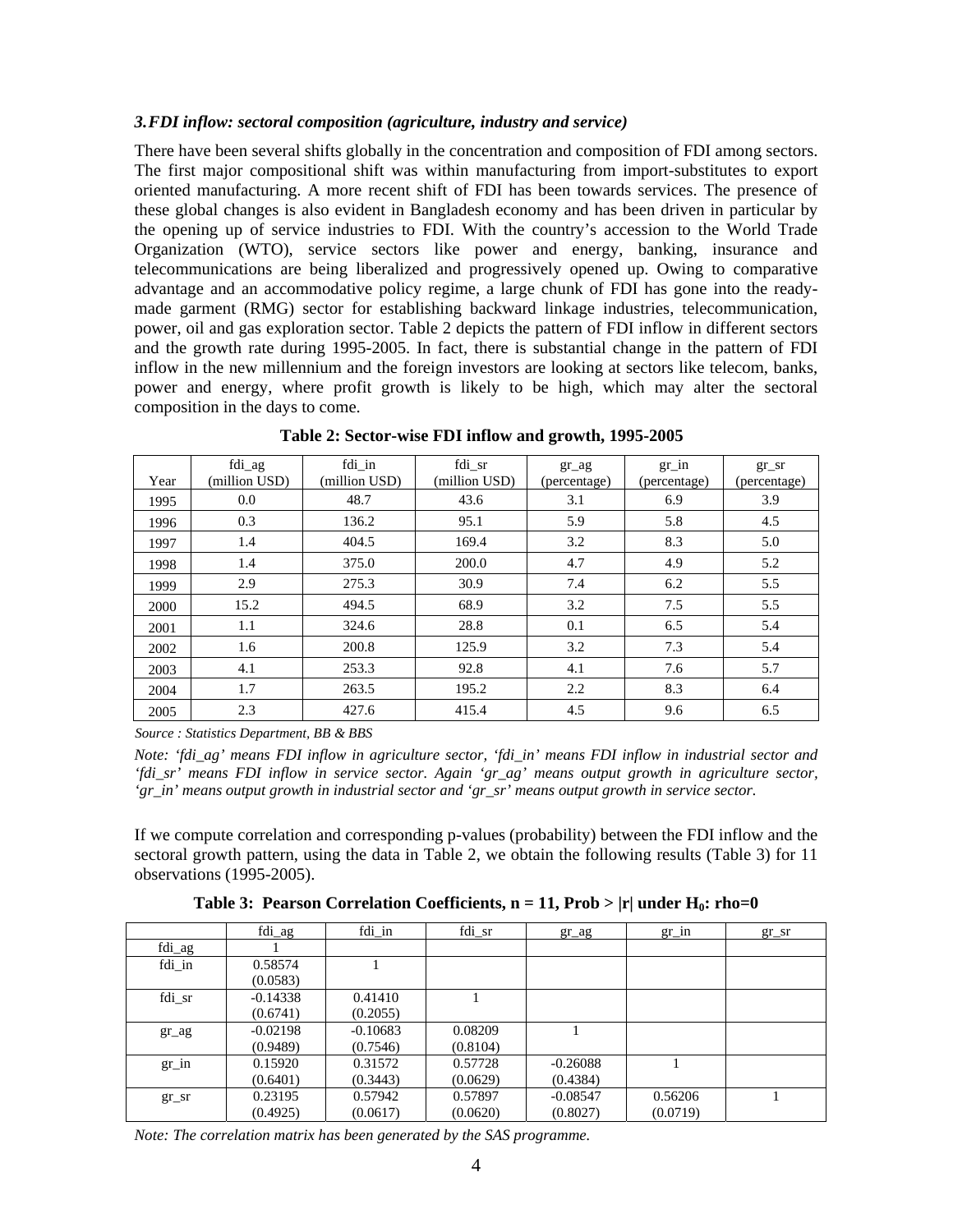### *3. FDI inflow: sectoral composition (agriculture, industry and service)*

There have been several shifts globally in the concentration and composition of FDI among sectors. The first major compositional shift was within manufacturing from import-substitutes to export oriented manufacturing. A more recent shift of FDI has been towards services. The presence of these global changes is also evident in Bangladesh economy and has been driven in particular by the opening up of service industries to FDI. With the country's accession to the World Trade Organization (WTO), service sectors like power and energy, banking, insurance and telecommunications are being liberalized and progressively opened up. Owing to comparative advantage and an accommodative policy regime, a large chunk of FDI has gone into the ready-made garment (RMG) sector for establishing backward linkage industries, telecommunication, power, oil and gas exploration sector. Table 2 depicts the pattern of FDI inflow in different sectors and the growth rate during 1995-2005. In fact, there is substantial change in the pattern of FDI inflow in the new millennium and the foreign investors are looking at sectors like telecom, banks, power and energy, where profit growth is likely to be high, which may alter the sectoral composition in the days to come.

**Table 2: Sector-wise FDI inflow and growth, 1995-2005**

| Year | fdi_ag (million USD) | fdi_in (million USD) | fdi_sr (million USD) | gr_ag (percentage) | gr_in (percentage) | gr_sr (percentage) |
|---|---|---|---|---|---|---|
| 1995 | 0.0 | 48.7 | 43.6 | 3.1 | 6.9 | 3.9 |
| 1996 | 0.3 | 136.2 | 95.1 | 5.9 | 5.8 | 4.5 |
| 1997 | 1.4 | 404.5 | 169.4 | 3.2 | 8.3 | 5.0 |
| 1998 | 1.4 | 375.0 | 200.0 | 4.7 | 4.9 | 5.2 |
| 1999 | 2.9 | 275.3 | 30.9 | 7.4 | 6.2 | 5.5 |
| 2000 | 15.2 | 494.5 | 68.9 | 3.2 | 7.5 | 5.5 |
| 2001 | 1.1 | 324.6 | 28.8 | 0.1 | 6.5 | 5.4 |
| 2002 | 1.6 | 200.8 | 125.9 | 3.2 | 7.3 | 5.4 |
| 2003 | 4.1 | 253.3 | 92.8 | 4.1 | 7.6 | 5.7 |
| 2004 | 1.7 | 263.5 | 195.2 | 2.2 | 8.3 | 6.4 |
| 2005 | 2.3 | 427.6 | 415.4 | 4.5 | 9.6 | 6.5 |

*Source : Statistics Department, BB & BBS*

*Note: 'fdi_ag' means FDI inflow in agriculture sector, 'fdi_in' means FDI inflow in industrial sector and 'fdi_sr' means FDI inflow in service sector. Again 'gr_ag' means output growth in agriculture sector, 'gr_in' means output growth in industrial sector and 'gr_sr' means output growth in service sector.*

If we compute correlation and corresponding p-values (probability) between the FDI inflow and the sectoral growth pattern, using the data in Table 2, we obtain the following results (Table 3) for 11 observations (1995-2005).

**Table 3: Pearson Correlation Coefficients, n = 11, Prob > |r| under $H_0$: rho=0**

| | fdi_ag | fdi_in | fdi_sr | gr_ag | gr_in | gr_sr |
|---|---|---|---|---|---|---|
| fdi_ag | 1 | | | | | |
| fdi_in | 0.58574 (0.0583) | 1 | | | | |
| fdi_sr | -0.14338 (0.6741) | 0.41410 (0.2055) | 1 | | | |
| gr_ag | -0.02198 (0.9489) | -0.10683 (0.7546) | 0.08209 (0.8104) | 1 | | |
| gr_in | 0.15920 (0.6401) | 0.31572 (0.3443) | 0.57728 (0.0629) | -0.26088 (0.4384) | 1 | |
| gr_sr | 0.23195 (0.4925) | 0.57942 (0.0617) | 0.57897 (0.0620) | -0.08547 (0.8027) | 0.56206 (0.0719) | 1 |

*Note: The correlation matrix has been generated by the SAS programme.*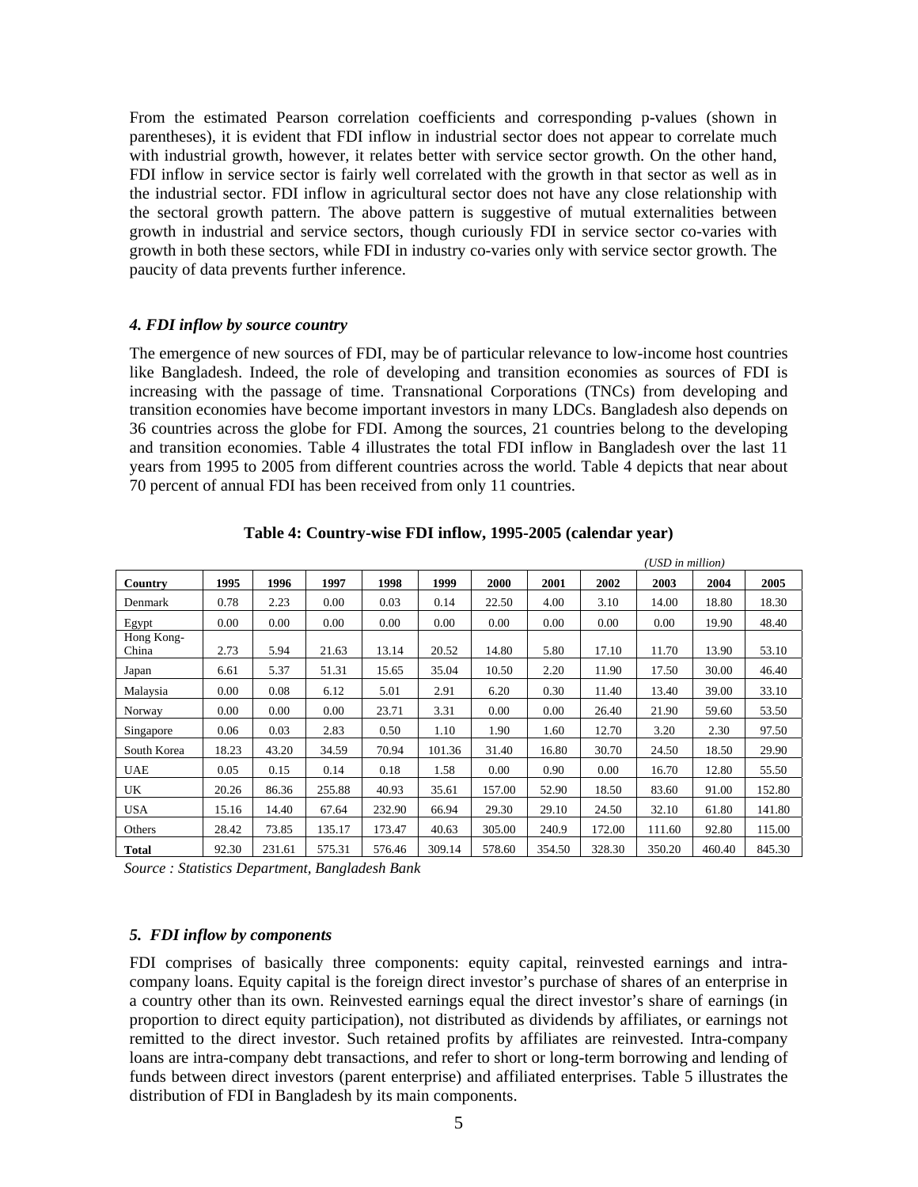From the estimated Pearson correlation coefficients and corresponding p-values (shown in parentheses), it is evident that FDI inflow in industrial sector does not appear to correlate much with industrial growth, however, it relates better with service sector growth. On the other hand, FDI inflow in service sector is fairly well correlated with the growth in that sector as well as in the industrial sector. FDI inflow in agricultural sector does not have any close relationship with the sectoral growth pattern. The above pattern is suggestive of mutual externalities between growth in industrial and service sectors, though curiously FDI in service sector co-varies with growth in both these sectors, while FDI in industry co-varies only with service sector growth. The paucity of data prevents further inference.

### *4. FDI inflow by source country*

The emergence of new sources of FDI, may be of particular relevance to low-income host countries like Bangladesh. Indeed, the role of developing and transition economies as sources of FDI is increasing with the passage of time. Transnational Corporations (TNCs) from developing and transition economies have become important investors in many LDCs. Bangladesh also depends on 36 countries across the globe for FDI. Among the sources, 21 countries belong to the developing and transition economies. Table 4 illustrates the total FDI inflow in Bangladesh over the last 11 years from 1995 to 2005 from different countries across the world. Table 4 depicts that near about 70 percent of annual FDI has been received from only 11 countries.

**Table 4: Country-wise FDI inflow, 1995-2005 (calendar year)**

*(USD in million)*

| Country | 1995 | 1996 | 1997 | 1998 | 1999 | 2000 | 2001 | 2002 | 2003 | 2004 | 2005 |
|---|---|---|---|---|---|---|---|---|---|---|---|
| Denmark | 0.78 | 2.23 | 0.00 | 0.03 | 0.14 | 22.50 | 4.00 | 3.10 | 14.00 | 18.80 | 18.30 |
| Egypt | 0.00 | 0.00 | 0.00 | 0.00 | 0.00 | 0.00 | 0.00 | 0.00 | 0.00 | 19.90 | 48.40 |
| Hong Kong-China | 2.73 | 5.94 | 21.63 | 13.14 | 20.52 | 14.80 | 5.80 | 17.10 | 11.70 | 13.90 | 53.10 |
| Japan | 6.61 | 5.37 | 51.31 | 15.65 | 35.04 | 10.50 | 2.20 | 11.90 | 17.50 | 30.00 | 46.40 |
| Malaysia | 0.00 | 0.08 | 6.12 | 5.01 | 2.91 | 6.20 | 0.30 | 11.40 | 13.40 | 39.00 | 33.10 |
| Norway | 0.00 | 0.00 | 0.00 | 23.71 | 3.31 | 0.00 | 0.00 | 26.40 | 21.90 | 59.60 | 53.50 |
| Singapore | 0.06 | 0.03 | 2.83 | 0.50 | 1.10 | 1.90 | 1.60 | 12.70 | 3.20 | 2.30 | 97.50 |
| South Korea | 18.23 | 43.20 | 34.59 | 70.94 | 101.36 | 31.40 | 16.80 | 30.70 | 24.50 | 18.50 | 29.90 |
| UAE | 0.05 | 0.15 | 0.14 | 0.18 | 1.58 | 0.00 | 0.90 | 0.00 | 16.70 | 12.80 | 55.50 |
| UK | 20.26 | 86.36 | 255.88 | 40.93 | 35.61 | 157.00 | 52.90 | 18.50 | 83.60 | 91.00 | 152.80 |
| USA | 15.16 | 14.40 | 67.64 | 232.90 | 66.94 | 29.30 | 29.10 | 24.50 | 32.10 | 61.80 | 141.80 |
| Others | 28.42 | 73.85 | 135.17 | 173.47 | 40.63 | 305.00 | 240.9 | 172.00 | 111.60 | 92.80 | 115.00 |
| **Total** | 92.30 | 231.61 | 575.31 | 576.46 | 309.14 | 578.60 | 354.50 | 328.30 | 350.20 | 460.40 | 845.30 |

*Source : Statistics Department, Bangladesh Bank*

### *5. FDI inflow by components*

FDI comprises of basically three components: equity capital, reinvested earnings and intra-company loans. Equity capital is the foreign direct investor's purchase of shares of an enterprise in a country other than its own. Reinvested earnings equal the direct investor's share of earnings (in proportion to direct equity participation), not distributed as dividends by affiliates, or earnings not remitted to the direct investor. Such retained profits by affiliates are reinvested. Intra-company loans are intra-company debt transactions, and refer to short or long-term borrowing and lending of funds between direct investors (parent enterprise) and affiliated enterprises. Table 5 illustrates the distribution of FDI in Bangladesh by its main components.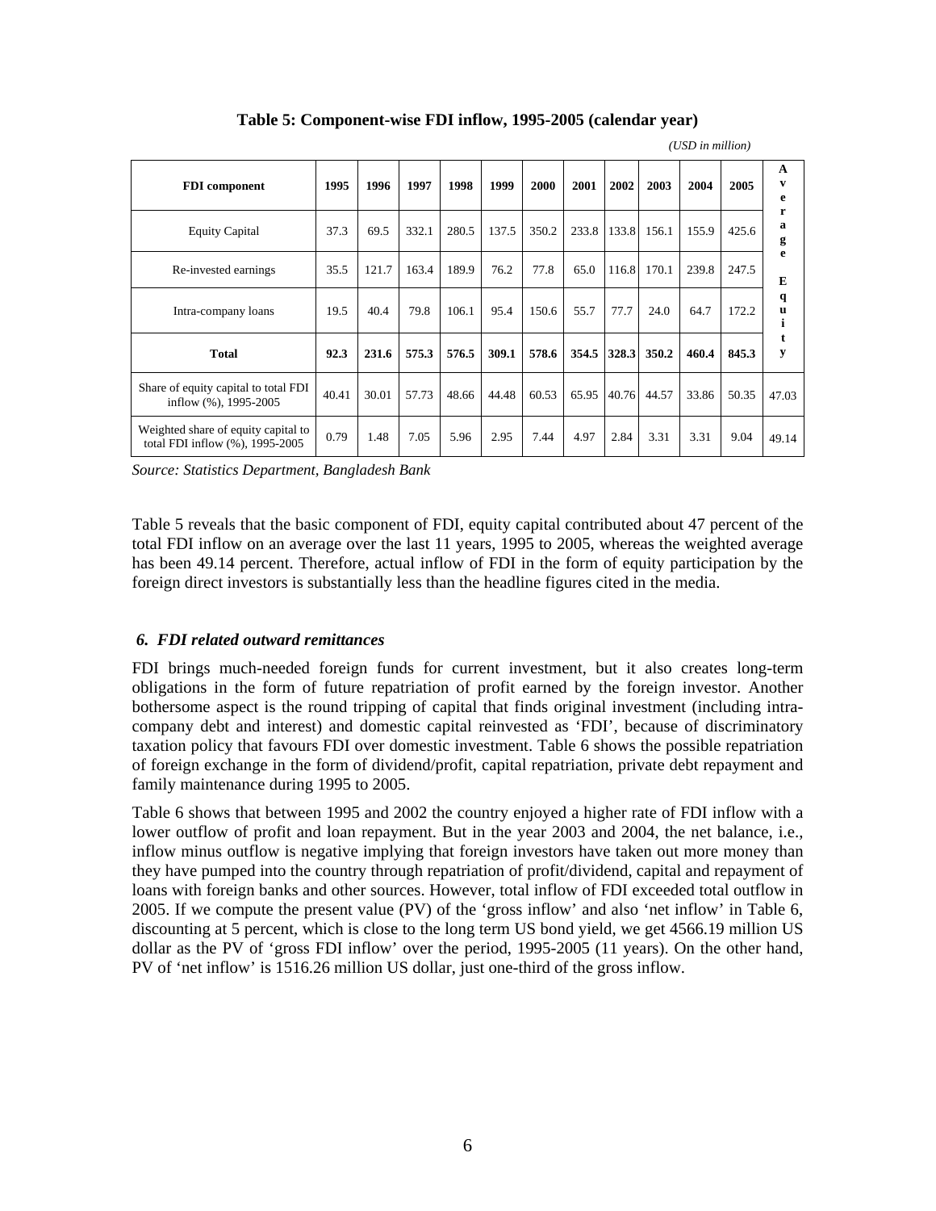**Table 5: Component-wise FDI inflow, 1995-2005 (calendar year)**

*(USD in million)*

| FDI component | 1995 | 1996 | 1997 | 1998 | 1999 | 2000 | 2001 | 2002 | 2003 | 2004 | 2005 | Average Equity |
|---|---|---|---|---|---|---|---|---|---|---|---|---|
| Equity Capital | 37.3 | 69.5 | 332.1 | 280.5 | 137.5 | 350.2 | 233.8 | 133.8 | 156.1 | 155.9 | 425.6 | |
| Re-invested earnings | 35.5 | 121.7 | 163.4 | 189.9 | 76.2 | 77.8 | 65.0 | 116.8 | 170.1 | 239.8 | 247.5 | |
| Intra-company loans | 19.5 | 40.4 | 79.8 | 106.1 | 95.4 | 150.6 | 55.7 | 77.7 | 24.0 | 64.7 | 172.2 | |
| **Total** | **92.3** | **231.6** | **575.3** | **576.5** | **309.1** | **578.6** | **354.5** | **328.3** | **350.2** | **460.4** | **845.3** | |
| Share of equity capital to total FDI inflow (%), 1995-2005 | 40.41 | 30.01 | 57.73 | 48.66 | 44.48 | 60.53 | 65.95 | 40.76 | 44.57 | 33.86 | 50.35 | 47.03 |
| Weighted share of equity capital to total FDI inflow (%), 1995-2005 | 0.79 | 1.48 | 7.05 | 5.96 | 2.95 | 7.44 | 4.97 | 2.84 | 3.31 | 3.31 | 9.04 | 49.14 |

*Source: Statistics Department, Bangladesh Bank*

Table 5 reveals that the basic component of FDI, equity capital contributed about 47 percent of the total FDI inflow on an average over the last 11 years, 1995 to 2005, whereas the weighted average has been 49.14 percent. Therefore, actual inflow of FDI in the form of equity participation by the foreign direct investors is substantially less than the headline figures cited in the media.

### *6. FDI related outward remittances*

FDI brings much-needed foreign funds for current investment, but it also creates long-term obligations in the form of future repatriation of profit earned by the foreign investor. Another bothersome aspect is the round tripping of capital that finds original investment (including intra-company debt and interest) and domestic capital reinvested as 'FDI', because of discriminatory taxation policy that favours FDI over domestic investment. Table 6 shows the possible repatriation of foreign exchange in the form of dividend/profit, capital repatriation, private debt repayment and family maintenance during 1995 to 2005.

Table 6 shows that between 1995 and 2002 the country enjoyed a higher rate of FDI inflow with a lower outflow of profit and loan repayment. But in the year 2003 and 2004, the net balance, i.e., inflow minus outflow is negative implying that foreign investors have taken out more money than they have pumped into the country through repatriation of profit/dividend, capital and repayment of loans with foreign banks and other sources. However, total inflow of FDI exceeded total outflow in 2005. If we compute the present value (PV) of the 'gross inflow' and also 'net inflow' in Table 6, discounting at 5 percent, which is close to the long term US bond yield, we get 4566.19 million US dollar as the PV of 'gross FDI inflow' over the period, 1995-2005 (11 years). On the other hand, PV of 'net inflow' is 1516.26 million US dollar, just one-third of the gross inflow.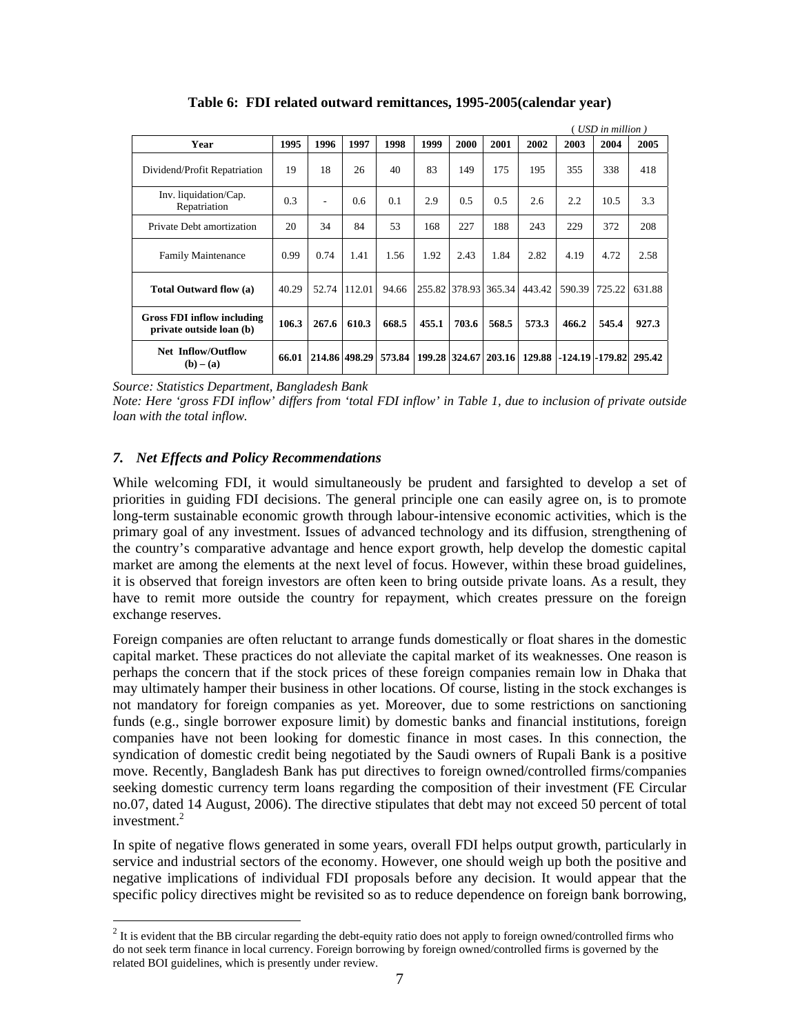**Table 6: FDI related outward remittances, 1995-2005(calendar year)**

( *USD in million* )

| Year | 1995 | 1996 | 1997 | 1998 | 1999 | 2000 | 2001 | 2002 | 2003 | 2004 | 2005 |
|---|---|---|---|---|---|---|---|---|---|---|---|
| Dividend/Profit Repatriation | 19 | 18 | 26 | 40 | 83 | 149 | 175 | 195 | 355 | 338 | 418 |
| Inv. liquidation/Cap. Repatriation | 0.3 | - | 0.6 | 0.1 | 2.9 | 0.5 | 0.5 | 2.6 | 2.2 | 10.5 | 3.3 |
| Private Debt amortization | 20 | 34 | 84 | 53 | 168 | 227 | 188 | 243 | 229 | 372 | 208 |
| Family Maintenance | 0.99 | 0.74 | 1.41 | 1.56 | 1.92 | 2.43 | 1.84 | 2.82 | 4.19 | 4.72 | 2.58 |
| **Total Outward flow (a)** | 40.29 | 52.74 | 112.01 | 94.66 | 255.82 | 378.93 | 365.34 | 443.42 | 590.39 | 725.22 | 631.88 |
| **Gross FDI inflow including private outside loan (b)** | **106.3** | **267.6** | **610.3** | **668.5** | **455.1** | **703.6** | **568.5** | **573.3** | **466.2** | **545.4** | **927.3** |
| **Net Inflow/Outflow (b) – (a)** | **66.01** | **214.86** | **498.29** | **573.84** | **199.28** | **324.67** | **203.16** | **129.88** | **-124.19** | **-179.82** | **295.42** |

*Source: Statistics Department, Bangladesh Bank*

*Note: Here 'gross FDI inflow' differs from 'total FDI inflow' in Table 1, due to inclusion of private outside loan with the total inflow.*

### *7. Net Effects and Policy Recommendations*

While welcoming FDI, it would simultaneously be prudent and farsighted to develop a set of priorities in guiding FDI decisions. The general principle one can easily agree on, is to promote long-term sustainable economic growth through labour-intensive economic activities, which is the primary goal of any investment. Issues of advanced technology and its diffusion, strengthening of the country's comparative advantage and hence export growth, help develop the domestic capital market are among the elements at the next level of focus. However, within these broad guidelines, it is observed that foreign investors are often keen to bring outside private loans. As a result, they have to remit more outside the country for repayment, which creates pressure on the foreign exchange reserves.

Foreign companies are often reluctant to arrange funds domestically or float shares in the domestic capital market. These practices do not alleviate the capital market of its weaknesses. One reason is perhaps the concern that if the stock prices of these foreign companies remain low in Dhaka that may ultimately hamper their business in other locations. Of course, listing in the stock exchanges is not mandatory for foreign companies as yet. Moreover, due to some restrictions on sanctioning funds (e.g., single borrower exposure limit) by domestic banks and financial institutions, foreign companies have not been looking for domestic finance in most cases. In this connection, the syndication of domestic credit being negotiated by the Saudi owners of Rupali Bank is a positive move. Recently, Bangladesh Bank has put directives to foreign owned/controlled firms/companies seeking domestic currency term loans regarding the composition of their investment (FE Circular no.07, dated 14 August, 2006). The directive stipulates that debt may not exceed 50 percent of total investment.[2]

In spite of negative flows generated in some years, overall FDI helps output growth, particularly in service and industrial sectors of the economy. However, one should weigh up both the positive and negative implications of individual FDI proposals before any decision. It would appear that the specific policy directives might be revisited so as to reduce dependence on foreign bank borrowing,

[2] It is evident that the BB circular regarding the debt-equity ratio does not apply to foreign owned/controlled firms who do not seek term finance in local currency. Foreign borrowing by foreign owned/controlled firms is governed by the related BOI guidelines, which is presently under review.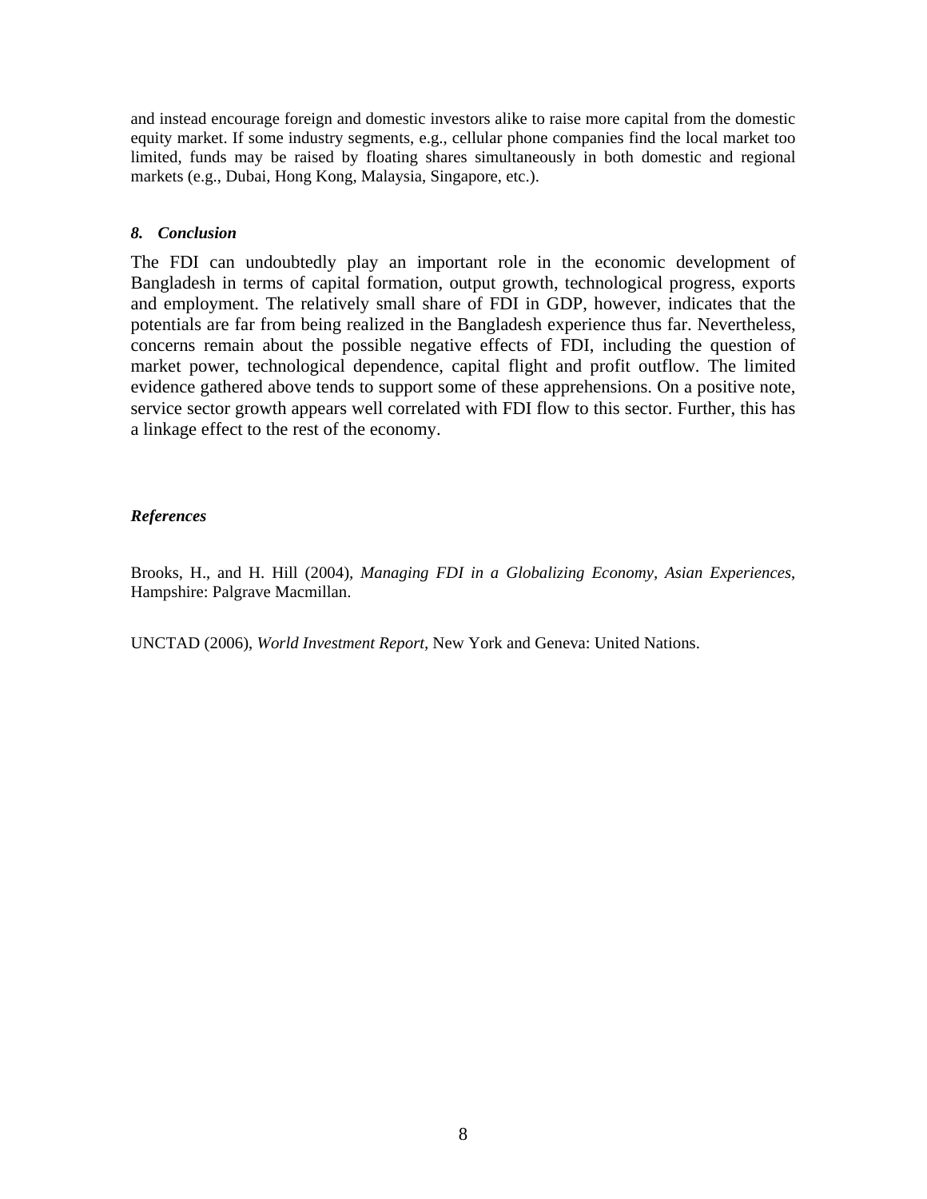and instead encourage foreign and domestic investors alike to raise more capital from the domestic equity market. If some industry segments, e.g., cellular phone companies find the local market too limited, funds may be raised by floating shares simultaneously in both domestic and regional markets (e.g., Dubai, Hong Kong, Malaysia, Singapore, etc.).

### *8. Conclusion*

The FDI can undoubtedly play an important role in the economic development of Bangladesh in terms of capital formation, output growth, technological progress, exports and employment. The relatively small share of FDI in GDP, however, indicates that the potentials are far from being realized in the Bangladesh experience thus far. Nevertheless, concerns remain about the possible negative effects of FDI, including the question of market power, technological dependence, capital flight and profit outflow. The limited evidence gathered above tends to support some of these apprehensions. On a positive note, service sector growth appears well correlated with FDI flow to this sector. Further, this has a linkage effect to the rest of the economy.

### *References*

Brooks, H., and H. Hill (2004), *Managing FDI in a Globalizing Economy, Asian Experiences*, Hampshire: Palgrave Macmillan.

UNCTAD (2006), *World Investment Report*, New York and Geneva: United Nations.